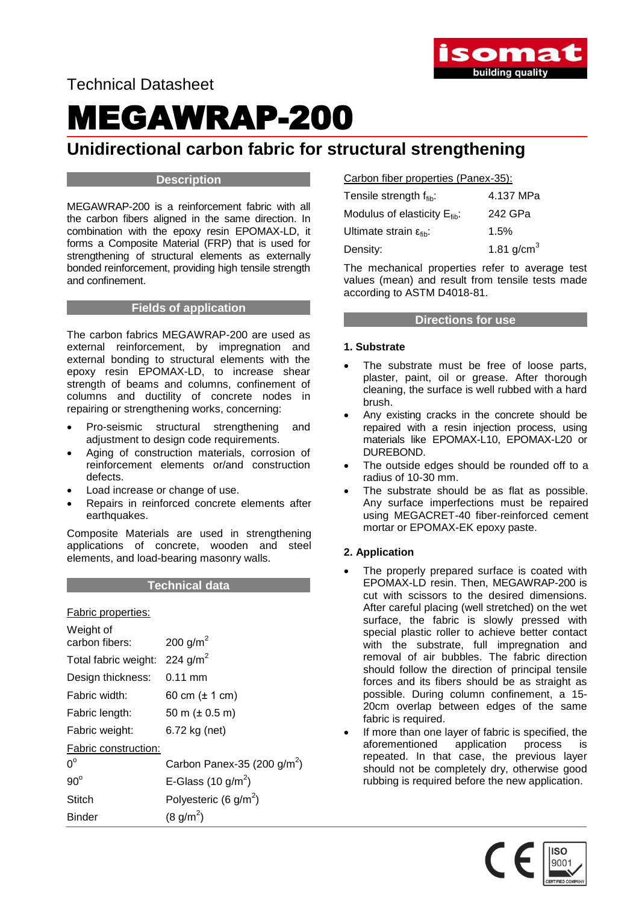Technical Datasheet

# MEGAWRAP-200

## Unidirectional carbon fabric for structural strengthening

### Description

MEGAWRAP-200 is a reinforcement fabric with all the carbon fibers aligned in the same direction. In combination with the epoxy resin EPOMAX-LD, it forms a Composite Material (FRP) that is used for strengthening of structural elements as externally bonded reinforcement, providing high tensile strength and confinement.

### Fields of application

The carbon fabrics MEGAWRAP-200 are used as external reinforcement, by impregnation and external bonding to structural elements with the epoxy resin EPOMAX-LD, to increase shear strength of beams and columns, confinement of columns and ductility of concrete nodes in repairing or strengthening works, concerning:

- Pro-seismic structural strengthening and adjustment to design code requirements.
- Aging of construction materials, corrosion of reinforcement elements or/and construction defects.
- Load increase or change of use.
- Repairs in reinforced concrete elements after earthquakes.

Composite Materials are used in strengthening applications of concrete, wooden and steel elements, and load-bearing masonry walls.

### Technical data

Fabric properties:

| | |
|---|---|
| Weight of carbon fibers: | 200 $g/m^2$ |
| Total fabric weight: | 224 $g/m^2$ |
| Design thickness: | 0.11 mm |
| Fabric width: | 60 cm (± 1 cm) |
| Fabric length: | 50 m (± 0.5 m) |
| Fabric weight: | 6.72 kg (net) |

Fabric construction:

| | |
|---|---|
| $0^o$ | Carbon Panex-35 (200 $g/m^2$) |
| $90^o$ | E-Glass (10 $g/m^2$) |
| Stitch | Polyesteric (6 $g/m^2$) |
| Binder | (8 $g/m^2$) |

Carbon fiber properties (Panex-35):

| | |
|---|---|
| Tensile strength $f_{fib}$: | 4.137 MPa |
| Modulus of elasticity $E_{fib}$: | 242 GPa |
| Ultimate strain $\varepsilon_{fib}$: | 1.5% |
| Density: | 1.81 $g/cm^3$ |

The mechanical properties refer to average test values (mean) and result from tensile tests made according to ASTM D4018-81.

### Directions for use

**1. Substrate**

- The substrate must be free of loose parts, plaster, paint, oil or grease. After thorough cleaning, the surface is well rubbed with a hard brush.
- Any existing cracks in the concrete should be repaired with a resin injection process, using materials like EPOMAX-L10, EPOMAX-L20 or DUREBOND.
- The outside edges should be rounded off to a radius of 10-30 mm.
- The substrate should be as flat as possible. Any surface imperfections must be repaired using MEGACRET-40 fiber-reinforced cement mortar or EPOMAX-EK epoxy paste.

**2. Application**

- The properly prepared surface is coated with EPOMAX-LD resin. Then, MEGAWRAP-200 is cut with scissors to the desired dimensions. After careful placing (well stretched) on the wet surface, the fabric is slowly pressed with special plastic roller to achieve better contact with the substrate, full impregnation and removal of air bubbles. The fabric direction should follow the direction of principal tensile forces and its fibers should be as straight as possible. During column confinement, a 15-20cm overlap between edges of the same fabric is required.
- If more than one layer of fabric is specified, the aforementioned application process is repeated. In that case, the previous layer should not be completely dry, otherwise good rubbing is required before the new application.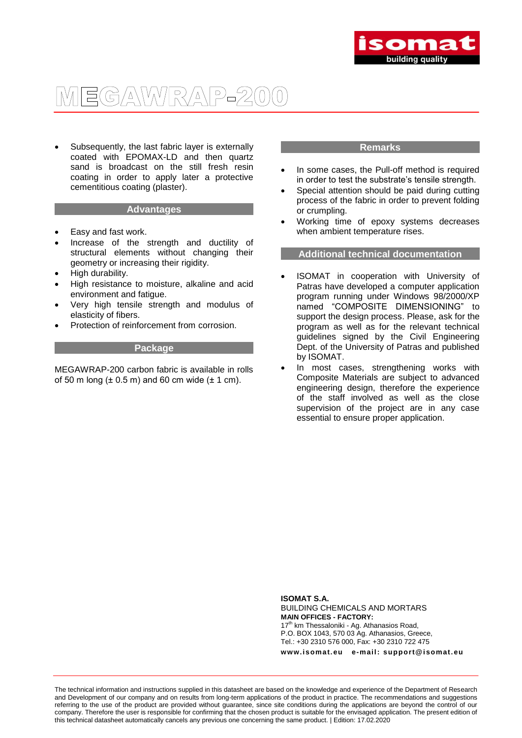# MEGAWRAP-200

- Subsequently, the last fabric layer is externally coated with EPOMAX-LD and then quartz sand is broadcast on the still fresh resin coating in order to apply later a protective cementitious coating (plaster).

## Advantages

- Easy and fast work.
- Increase of the strength and ductility of structural elements without changing their geometry or increasing their rigidity.
- High durability.
- High resistance to moisture, alkaline and acid environment and fatigue.
- Very high tensile strength and modulus of elasticity of fibers.
- Protection of reinforcement from corrosion.

## Package

MEGAWRAP-200 carbon fabric is available in rolls of 50 m long (± 0.5 m) and 60 cm wide (± 1 cm).

## Remarks

- In some cases, the Pull-off method is required in order to test the substrate's tensile strength.
- Special attention should be paid during cutting process of the fabric in order to prevent folding or crumpling.
- Working time of epoxy systems decreases when ambient temperature rises.

## Additional technical documentation

- ISOMAT in cooperation with University of Patras have developed a computer application program running under Windows 98/2000/XP named "COMPOSITE DIMENSIONING" to support the design process. Please, ask for the program as well as for the relevant technical guidelines signed by the Civil Engineering Dept. of the University of Patras and published by ISOMAT.
- In most cases, strengthening works with Composite Materials are subject to advanced engineering design, therefore the experience of the staff involved as well as the close supervision of the project are in any case essential to ensure proper application.

**ISOMAT S.A.**
BUILDING CHEMICALS AND MORTARS
**MAIN OFFICES - FACTORY:**
17th km Thessaloniki - Ag. Athanasios Road,
P.O. BOX 1043, 570 03 Ag. Athanasios, Greece,
Tel.: +30 2310 576 000, Fax: +30 2310 722 475
**www.isomat.eu e-mail: support@isomat.eu**

The technical information and instructions supplied in this datasheet are based on the knowledge and experience of the Department of Research and Development of our company and on results from long-term applications of the product in practice. The recommendations and suggestions referring to the use of the product are provided without guarantee, since site conditions during the applications are beyond the control of our company. Therefore the user is responsible for confirming that the chosen product is suitable for the envisaged application. The present edition of this technical datasheet automatically cancels any previous one concerning the same product. | Edition: 17.02.2020